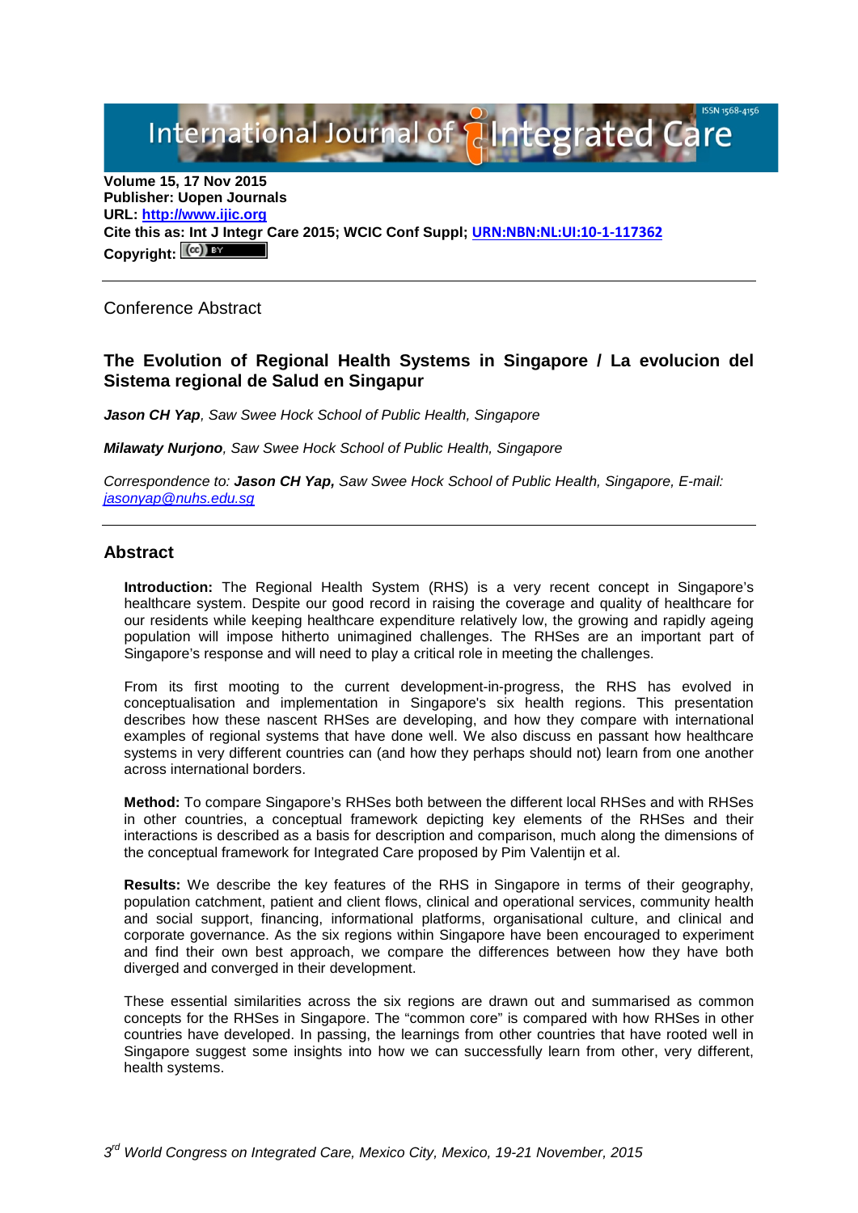Volume 15, 17 Nov 2015
**Publisher: Uopen Journals**
**URL: [http://www.ijic.org](http://www.ijic.org)**
**Cite this as: Int J Integr Care 2015; WCIC Conf Suppl; URN:NBN:NL:UI:10-1-117362**
**Copyright:**

---

Conference Abstract

# The Evolution of Regional Health Systems in Singapore / La evolucion del Sistema regional de Salud en Singapur

***Jason CH Yap**, Saw Swee Hock School of Public Health, Singapore*

***Milawaty Nurjono**, Saw Swee Hock School of Public Health, Singapore*

*Correspondence to: **Jason CH Yap,** Saw Swee Hock School of Public Health, Singapore, E-mail: [jasonyap@nuhs.edu.sg](mailto:jasonyap@nuhs.edu.sg)*

---

## Abstract

**Introduction:** The Regional Health System (RHS) is a very recent concept in Singapore's healthcare system. Despite our good record in raising the coverage and quality of healthcare for our residents while keeping healthcare expenditure relatively low, the growing and rapidly ageing population will impose hitherto unimagined challenges. The RHSes are an important part of Singapore's response and will need to play a critical role in meeting the challenges.

From its first mooting to the current development-in-progress, the RHS has evolved in conceptualisation and implementation in Singapore's six health regions. This presentation describes how these nascent RHSes are developing, and how they compare with international examples of regional systems that have done well. We also discuss en passant how healthcare systems in very different countries can (and how they perhaps should not) learn from one another across international borders.

**Method:** To compare Singapore's RHSes both between the different local RHSes and with RHSes in other countries, a conceptual framework depicting key elements of the RHSes and their interactions is described as a basis for description and comparison, much along the dimensions of the conceptual framework for Integrated Care proposed by Pim Valentijn et al.

**Results:** We describe the key features of the RHS in Singapore in terms of their geography, population catchment, patient and client flows, clinical and operational services, community health and social support, financing, informational platforms, organisational culture, and clinical and corporate governance. As the six regions within Singapore have been encouraged to experiment and find their own best approach, we compare the differences between how they have both diverged and converged in their development.

These essential similarities across the six regions are drawn out and summarised as common concepts for the RHSes in Singapore. The "common core" is compared with how RHSes in other countries have developed. In passing, the learnings from other countries that have rooted well in Singapore suggest some insights into how we can successfully learn from other, very different, health systems.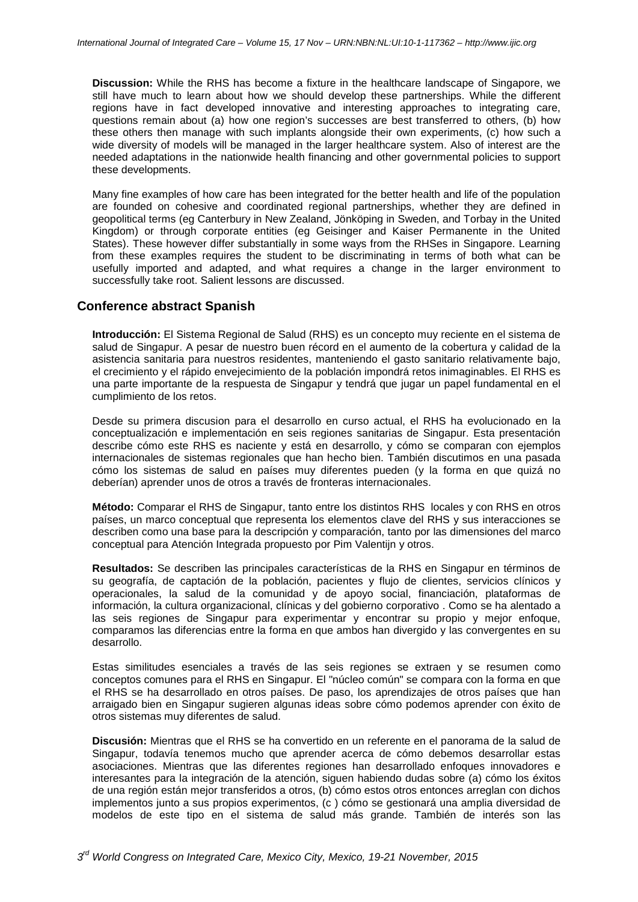**Discussion:** While the RHS has become a fixture in the healthcare landscape of Singapore, we still have much to learn about how we should develop these partnerships. While the different regions have in fact developed innovative and interesting approaches to integrating care, questions remain about (a) how one region's successes are best transferred to others, (b) how these others then manage with such implants alongside their own experiments, (c) how such a wide diversity of models will be managed in the larger healthcare system. Also of interest are the needed adaptations in the nationwide health financing and other governmental policies to support these developments.

Many fine examples of how care has been integrated for the better health and life of the population are founded on cohesive and coordinated regional partnerships, whether they are defined in geopolitical terms (eg Canterbury in New Zealand, Jönköping in Sweden, and Torbay in the United Kingdom) or through corporate entities (eg Geisinger and Kaiser Permanente in the United States). These however differ substantially in some ways from the RHSes in Singapore. Learning from these examples requires the student to be discriminating in terms of both what can be usefully imported and adapted, and what requires a change in the larger environment to successfully take root. Salient lessons are discussed.

## Conference abstract Spanish

**Introducción:** El Sistema Regional de Salud (RHS) es un concepto muy reciente en el sistema de salud de Singapur. A pesar de nuestro buen récord en el aumento de la cobertura y calidad de la asistencia sanitaria para nuestros residentes, manteniendo el gasto sanitario relativamente bajo, el crecimiento y el rápido envejecimiento de la población impondrá retos inimaginables. El RHS es una parte importante de la respuesta de Singapur y tendrá que jugar un papel fundamental en el cumplimiento de los retos.

Desde su primera discusion para el desarrollo en curso actual, el RHS ha evolucionado en la conceptualización e implementación en seis regiones sanitarias de Singapur. Esta presentación describe cómo este RHS es naciente y está en desarrollo, y cómo se comparan con ejemplos internacionales de sistemas regionales que han hecho bien. También discutimos en una pasada cómo los sistemas de salud en países muy diferentes pueden (y la forma en que quizá no deberían) aprender unos de otros a través de fronteras internacionales.

**Método:** Comparar el RHS de Singapur, tanto entre los distintos RHS locales y con RHS en otros países, un marco conceptual que representa los elementos clave del RHS y sus interacciones se describen como una base para la descripción y comparación, tanto por las dimensiones del marco conceptual para Atención Integrada propuesto por Pim Valentijn y otros.

**Resultados:** Se describen las principales características de la RHS en Singapur en términos de su geografía, de captación de la población, pacientes y flujo de clientes, servicios clínicos y operacionales, la salud de la comunidad y de apoyo social, financiación, plataformas de información, la cultura organizacional, clínicas y del gobierno corporativo . Como se ha alentado a las seis regiones de Singapur para experimentar y encontrar su propio y mejor enfoque, comparamos las diferencias entre la forma en que ambos han divergido y las convergentes en su desarrollo.

Estas similitudes esenciales a través de las seis regiones se extraen y se resumen como conceptos comunes para el RHS en Singapur. El "núcleo común" se compara con la forma en que el RHS se ha desarrollado en otros países. De paso, los aprendizajes de otros países que han arraigado bien en Singapur sugieren algunas ideas sobre cómo podemos aprender con éxito de otros sistemas muy diferentes de salud.

**Discusión:** Mientras que el RHS se ha convertido en un referente en el panorama de la salud de Singapur, todavía tenemos mucho que aprender acerca de cómo debemos desarrollar estas asociaciones. Mientras que las diferentes regiones han desarrollado enfoques innovadores e interesantes para la integración de la atención, siguen habiendo dudas sobre (a) cómo los éxitos de una región están mejor transferidos a otros, (b) cómo estos otros entonces arreglan con dichos implementos junto a sus propios experimentos, (c ) cómo se gestionará una amplia diversidad de modelos de este tipo en el sistema de salud más grande. También de interés son las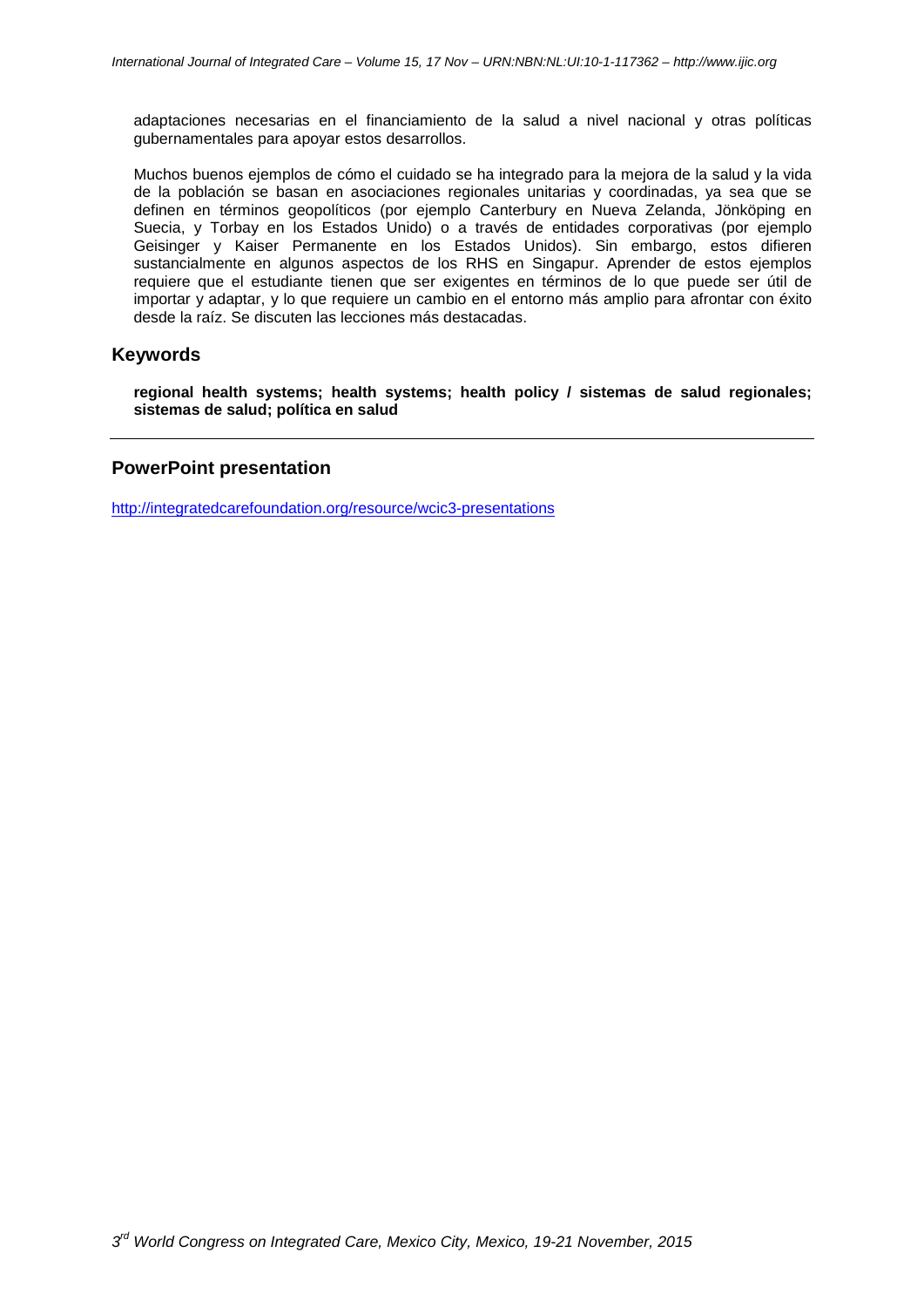adaptaciones necesarias en el financiamiento de la salud a nivel nacional y otras políticas gubernamentales para apoyar estos desarrollos.

Muchos buenos ejemplos de cómo el cuidado se ha integrado para la mejora de la salud y la vida de la población se basan en asociaciones regionales unitarias y coordinadas, ya sea que se definen en términos geopolíticos (por ejemplo Canterbury en Nueva Zelanda, Jönköping en Suecia, y Torbay en los Estados Unido) o a través de entidades corporativas (por ejemplo Geisinger y Kaiser Permanente en los Estados Unidos). Sin embargo, estos difieren sustancialmente en algunos aspectos de los RHS en Singapur. Aprender de estos ejemplos requiere que el estudiante tienen que ser exigentes en términos de lo que puede ser útil de importar y adaptar, y lo que requiere un cambio en el entorno más amplio para afrontar con éxito desde la raíz. Se discuten las lecciones más destacadas.

## Keywords

**regional health systems; health systems; health policy / sistemas de salud regionales; sistemas de salud; política en salud**

---

## PowerPoint presentation

http://integratedcarefoundation.org/resource/wcic3-presentations